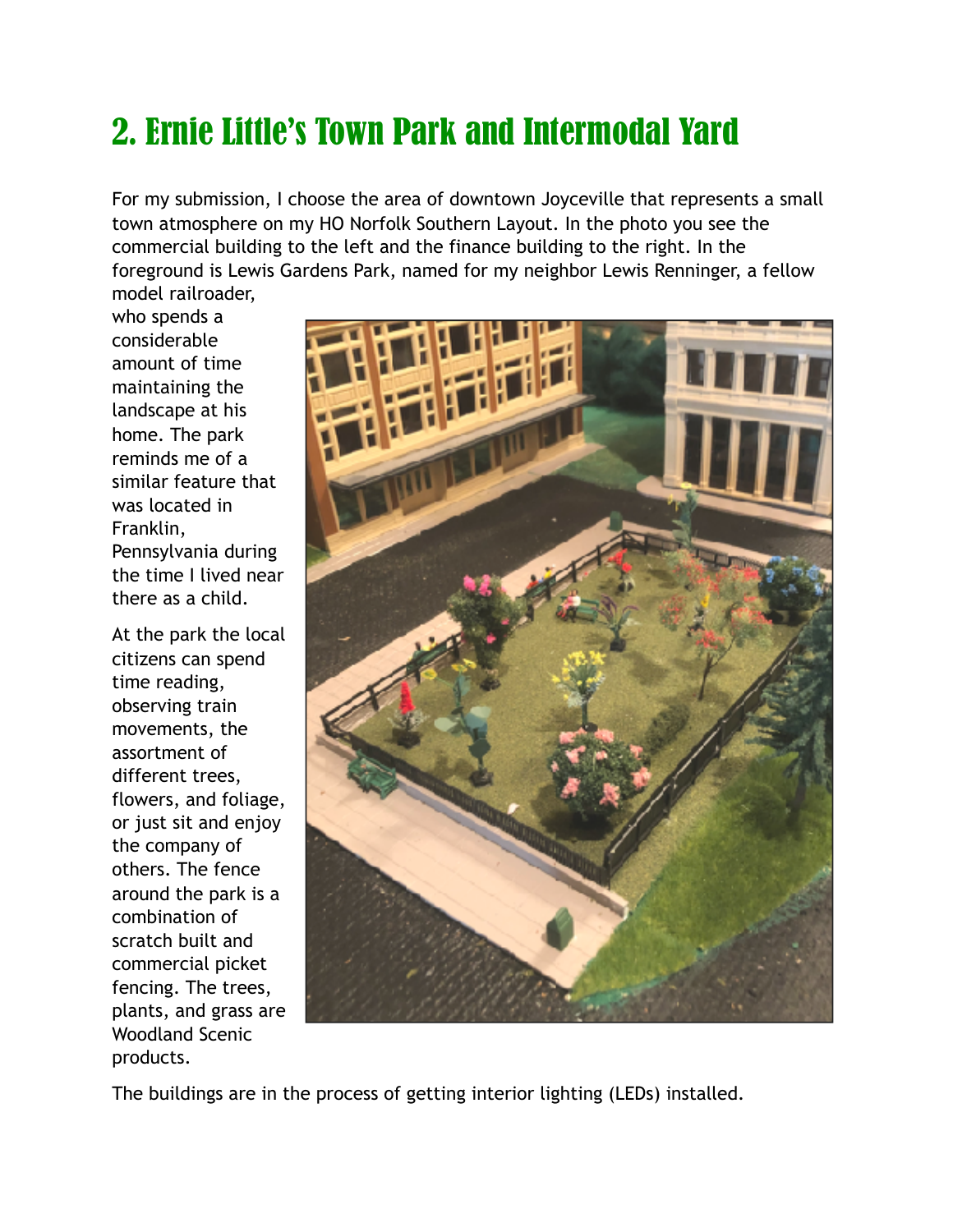## 2. Ernie Little's Town Park and Intermodal Yard

For my submission, I choose the area of downtown Joyceville that represents a small town atmosphere on my HO Norfolk Southern Layout. In the photo you see the commercial building to the left and the finance building to the right. In the foreground is Lewis Gardens Park, named for my neighbor Lewis Renninger, a fellow model railroader, who spends a considerable amount of time maintaining the landscape at his home. The park reminds me of a similar feature that was located in Franklin, Pennsylvania during the time I lived near there as a child.

At the park the local citizens can spend time reading, observing train movements, the assortment of different trees, flowers, and foliage, or just sit and enjoy the company of others. The fence around the park is a combination of scratch built and commercial picket fencing. The trees, plants, and grass are Woodland Scenic products.

The buildings are in the process of getting interior lighting (LEDs) installed.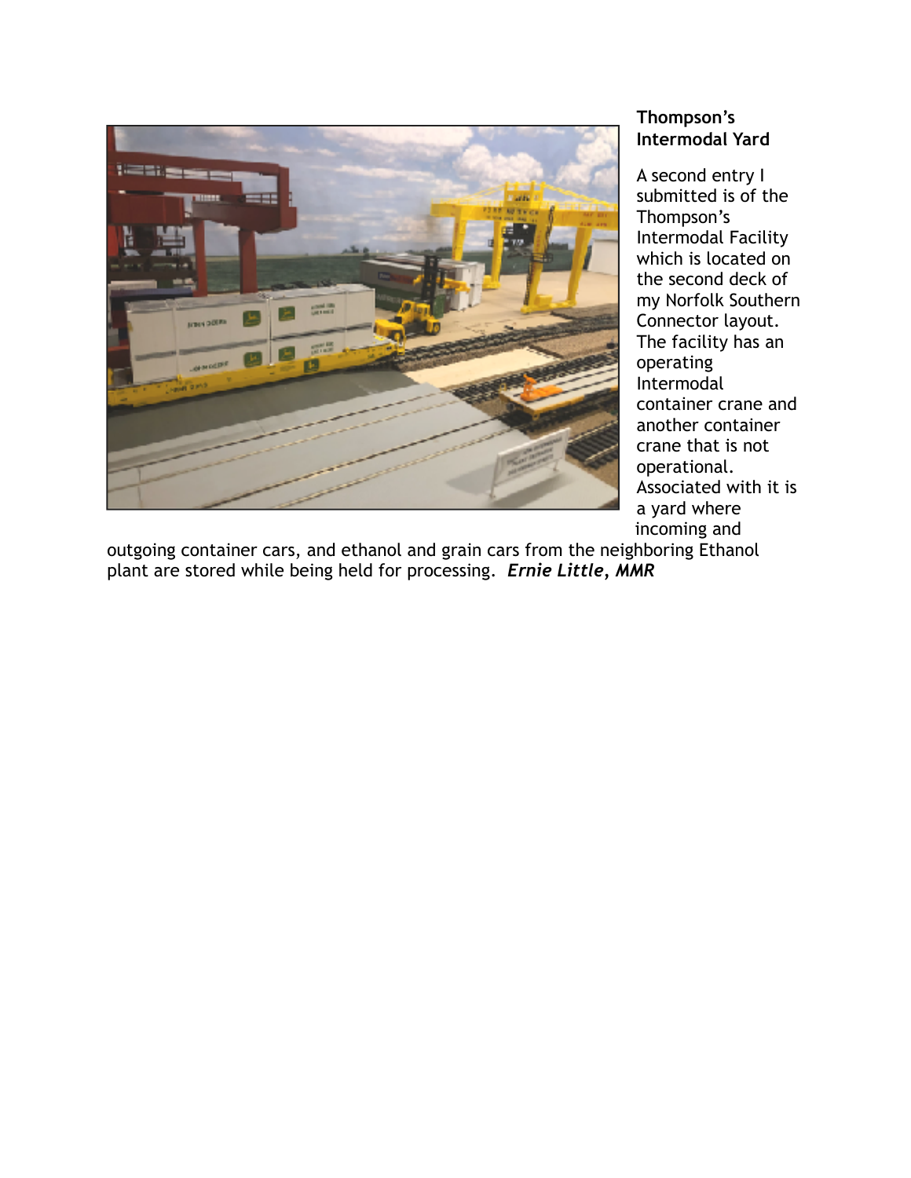**Thompson's Intermodal Yard**

A second entry I submitted is of the Thompson's Intermodal Facility which is located on the second deck of my Norfolk Southern Connector layout. The facility has an operating Intermodal container crane and another container crane that is not operational. Associated with it is a yard where incoming and outgoing container cars, and ethanol and grain cars from the neighboring Ethanol plant are stored while being held for processing. ***Ernie Little, MMR***